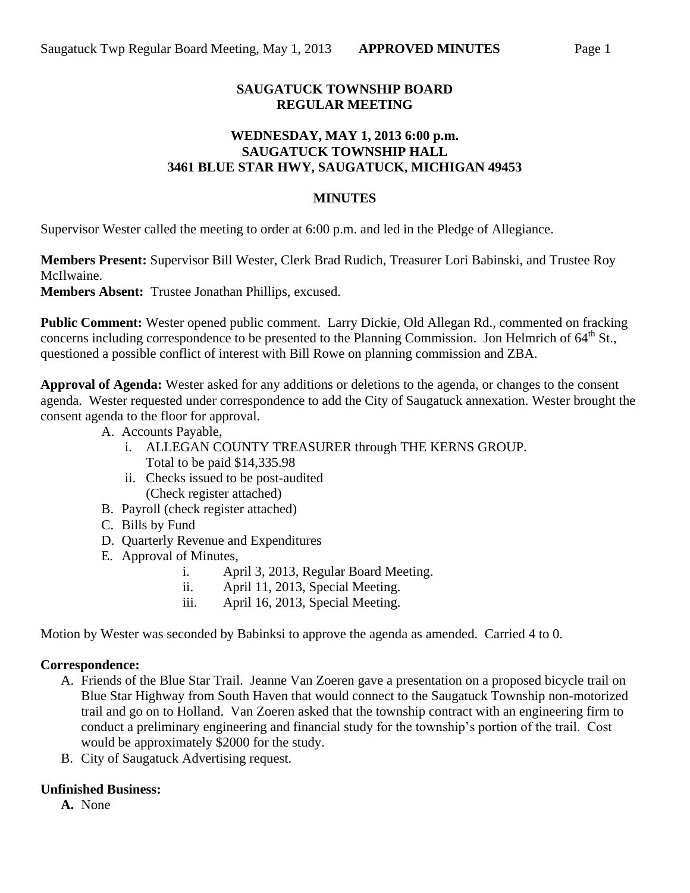# SAUGATUCK TOWNSHIP BOARD
# REGULAR MEETING

### WEDNESDAY, MAY 1, 2013 6:00 p.m.
### SAUGATUCK TOWNSHIP HALL
### 3461 BLUE STAR HWY, SAUGATUCK, MICHIGAN 49453

## MINUTES

Supervisor Wester called the meeting to order at 6:00 p.m. and led in the Pledge of Allegiance.

**Members Present:** Supervisor Bill Wester, Clerk Brad Rudich, Treasurer Lori Babinski, and Trustee Roy McIlwaine.
**Members Absent:** Trustee Jonathan Phillips, excused.

**Public Comment:** Wester opened public comment. Larry Dickie, Old Allegan Rd., commented on fracking concerns including correspondence to be presented to the Planning Commission. Jon Helmrich of 64th St., questioned a possible conflict of interest with Bill Rowe on planning commission and ZBA.

**Approval of Agenda:** Wester asked for any additions or deletions to the agenda, or changes to the consent agenda. Wester requested under correspondence to add the City of Saugatuck annexation. Wester brought the consent agenda to the floor for approval.

- A. Accounts Payable,
  - i. ALLEGAN COUNTY TREASURER through THE KERNS GROUP. Total to be paid $14,335.98
  - ii. Checks issued to be post-audited (Check register attached)
- B. Payroll (check register attached)
- C. Bills by Fund
- D. Quarterly Revenue and Expenditures
- E. Approval of Minutes,
  - i. April 3, 2013, Regular Board Meeting.
  - ii. April 11, 2013, Special Meeting.
  - iii. April 16, 2013, Special Meeting.

Motion by Wester was seconded by Babinksi to approve the agenda as amended. Carried 4 to 0.

**Correspondence:**

- A. Friends of the Blue Star Trail. Jeanne Van Zoeren gave a presentation on a proposed bicycle trail on Blue Star Highway from South Haven that would connect to the Saugatuck Township non-motorized trail and go on to Holland. Van Zoeren asked that the township contract with an engineering firm to conduct a preliminary engineering and financial study for the township's portion of the trail. Cost would be approximately $2000 for the study.
- B. City of Saugatuck Advertising request.

**Unfinished Business:**

- **A.** None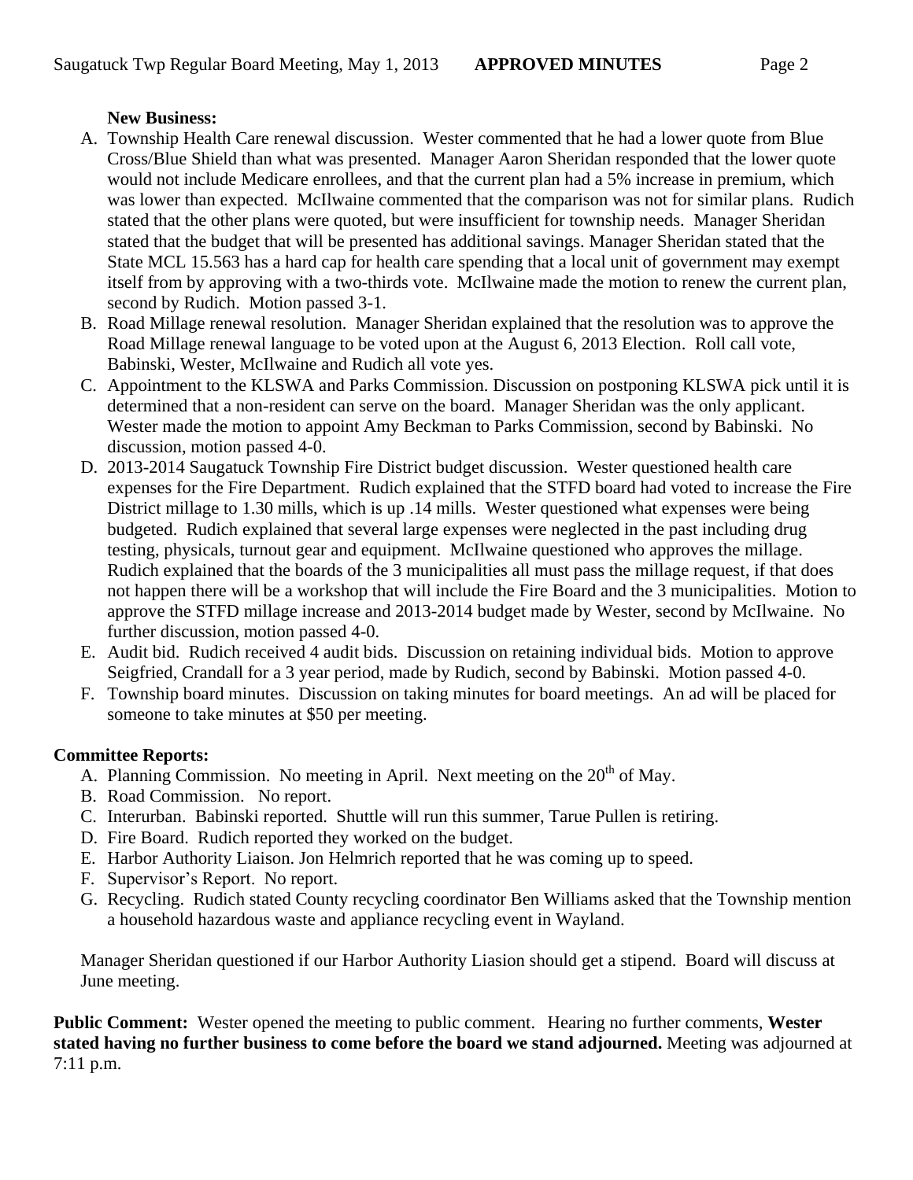**New Business:**

A. Township Health Care renewal discussion. Wester commented that he had a lower quote from Blue Cross/Blue Shield than what was presented. Manager Aaron Sheridan responded that the lower quote would not include Medicare enrollees, and that the current plan had a 5% increase in premium, which was lower than expected. McIlwaine commented that the comparison was not for similar plans. Rudich stated that the other plans were quoted, but were insufficient for township needs. Manager Sheridan stated that the budget that will be presented has additional savings. Manager Sheridan stated that the State MCL 15.563 has a hard cap for health care spending that a local unit of government may exempt itself from by approving with a two-thirds vote. McIlwaine made the motion to renew the current plan, second by Rudich. Motion passed 3-1.
B. Road Millage renewal resolution. Manager Sheridan explained that the resolution was to approve the Road Millage renewal language to be voted upon at the August 6, 2013 Election. Roll call vote, Babinski, Wester, McIlwaine and Rudich all vote yes.
C. Appointment to the KLSWA and Parks Commission. Discussion on postponing KLSWA pick until it is determined that a non-resident can serve on the board. Manager Sheridan was the only applicant. Wester made the motion to appoint Amy Beckman to Parks Commission, second by Babinski. No discussion, motion passed 4-0.
D. 2013-2014 Saugatuck Township Fire District budget discussion. Wester questioned health care expenses for the Fire Department. Rudich explained that the STFD board had voted to increase the Fire District millage to 1.30 mills, which is up .14 mills. Wester questioned what expenses were being budgeted. Rudich explained that several large expenses were neglected in the past including drug testing, physicals, turnout gear and equipment. McIlwaine questioned who approves the millage. Rudich explained that the boards of the 3 municipalities all must pass the millage request, if that does not happen there will be a workshop that will include the Fire Board and the 3 municipalities. Motion to approve the STFD millage increase and 2013-2014 budget made by Wester, second by McIlwaine. No further discussion, motion passed 4-0.
E. Audit bid. Rudich received 4 audit bids. Discussion on retaining individual bids. Motion to approve Seigfried, Crandall for a 3 year period, made by Rudich, second by Babinski. Motion passed 4-0.
F. Township board minutes. Discussion on taking minutes for board meetings. An ad will be placed for someone to take minutes at $50 per meeting.

**Committee Reports:**

A. Planning Commission. No meeting in April. Next meeting on the 20th of May.
B. Road Commission. No report.
C. Interurban. Babinski reported. Shuttle will run this summer, Tarue Pullen is retiring.
D. Fire Board. Rudich reported they worked on the budget.
E. Harbor Authority Liaison. Jon Helmrich reported that he was coming up to speed.
F. Supervisor's Report. No report.
G. Recycling. Rudich stated County recycling coordinator Ben Williams asked that the Township mention a household hazardous waste and appliance recycling event in Wayland.

Manager Sheridan questioned if our Harbor Authority Liasion should get a stipend. Board will discuss at June meeting.

**Public Comment:** Wester opened the meeting to public comment. Hearing no further comments, **Wester stated having no further business to come before the board we stand adjourned.** Meeting was adjourned at 7:11 p.m.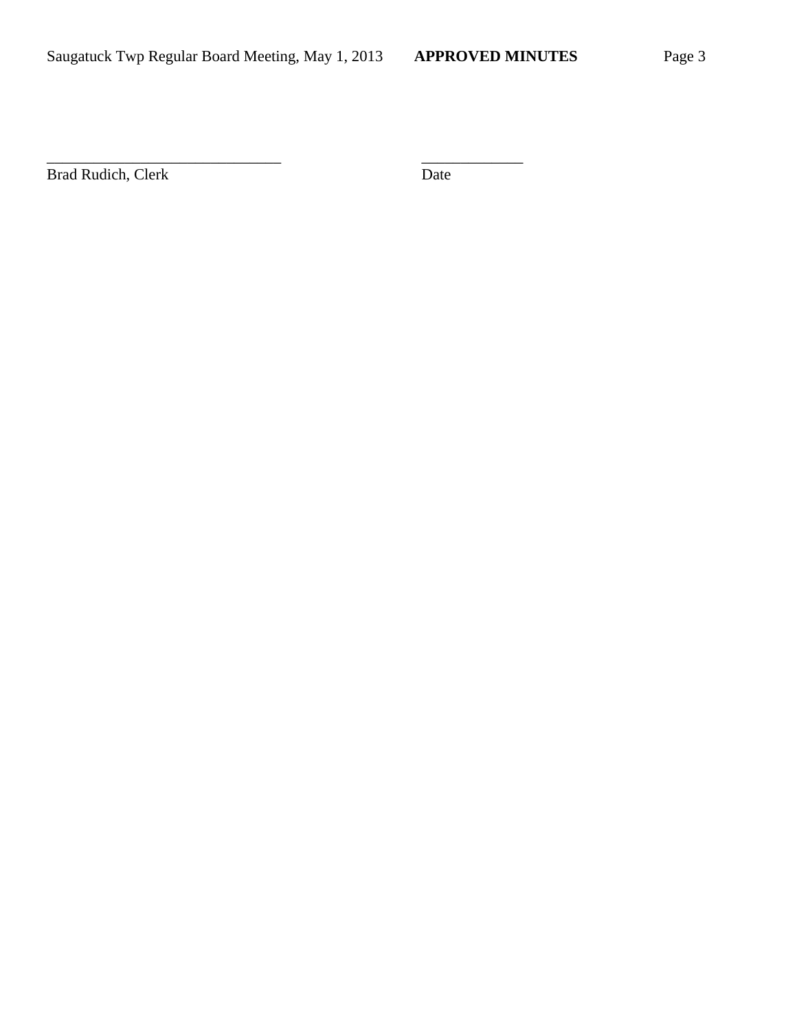_______________________________ _____________

Brad Rudich, Clerk Date